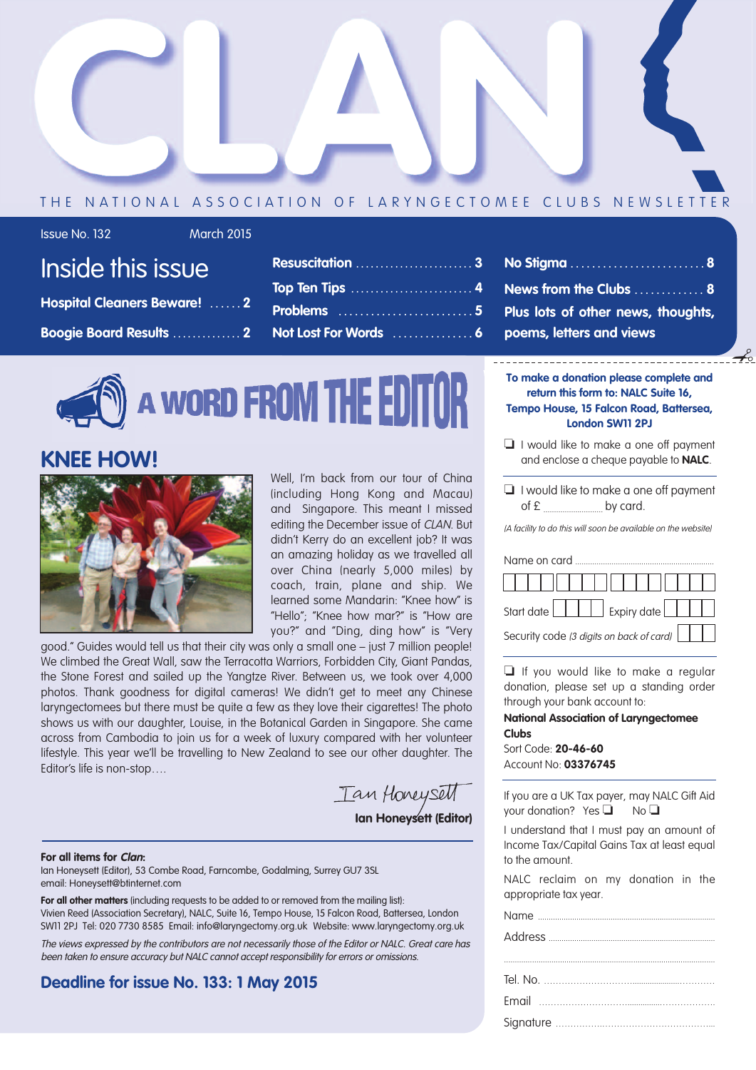# CLAN

THE NATIONAL ASSOCIATION OF LARYNGECTOMEE CLUBS NEWSLETTER

Issue No. 132 March 2015

## Inside this issue

- **Hospital Cleaners Beware!** ...... 2
- **Boogie Board Results** .............. 2
- **Resuscitation** ........................ 3
- **Top Ten Tips** ......................... 4
- **Problems** ............................. 5
- **Not Lost For Words** ............... 6
- **No Stigma** ............................ 8
- **News from the Clubs** ............. 8
- **Plus lots of other news, thoughts, poems, letters and views**

## A WORD FROM THE EDITOR

### KNEE HOW!

Well, I'm back from our tour of China (including Hong Kong and Macau) and Singapore. This meant I missed editing the December issue of *CLAN*. But didn't Kerry do an excellent job? It was an amazing holiday as we travelled all over China (nearly 5,000 miles) by coach, train, plane and ship. We learned some Mandarin: "Knee how" is "Hello"; "Knee how mar?" is "How are you?" and "Ding, ding how" is "Very good." Guides would tell us that their city was only a small one – just 7 million people! We climbed the Great Wall, saw the Terracotta Warriors, Forbidden City, Giant Pandas, the Stone Forest and sailed up the Yangtze River. Between us, we took over 4,000 photos. Thank goodness for digital cameras! We didn't get to meet any Chinese laryngectomees but there must be quite a few as they love their cigarettes! The photo shows us with our daughter, Louise, in the Botanical Garden in Singapore. She came across from Cambodia to join us for a week of luxury compared with her volunteer lifestyle. This year we'll be travelling to New Zealand to see our other daughter. The Editor's life is non-stop….

Ian Honeysett

**Ian Honeysett (Editor)**

---

**For all items for *Clan*:**
Ian Honeysett (Editor), 53 Combe Road, Farncombe, Godalming, Surrey GU7 3SL
email: Honeysett@btinternet.com

**For all other matters** (including requests to be added to or removed from the mailing list):
Vivien Reed (Association Secretary), NALC, Suite 16, Tempo House, 15 Falcon Road, Battersea, London SW11 2PJ Tel: 020 7730 8585 Email: info@laryngectomy.org.uk Website: www.laryngectomy.org.uk

*The views expressed by the contributors are not necessarily those of the Editor or NALC. Great care has been taken to ensure accuracy but NALC cannot accept responsibility for errors or omissions.*

## Deadline for issue No. 133: 1 May 2015

---

**To make a donation please complete and return this form to: NALC Suite 16, Tempo House, 15 Falcon Road, Battersea, London SW11 2PJ**

❑ I would like to make a one off payment and enclose a cheque payable to **NALC**.

❑ I would like to make a one off payment of £ .................. by card.

*(A facility to do this will soon be available on the website)*

Name on card ..................................................

Start date Expiry date

Security code *(3 digits on back of card)*

❑ If you would like to make a regular donation, please set up a standing order through your bank account to:

**National Association of Laryngectomee Clubs**
Sort Code: **20-46-60**
Account No: **03376745**

If you are a UK Tax payer, may NALC Gift Aid your donation? Yes ❑ No ❑

I understand that I must pay an amount of Income Tax/Capital Gains Tax at least equal to the amount.

NALC reclaim on my donation in the appropriate tax year.

Name ..................................................

Address ..................................................

..................................................

Tel. No. ..................................................

Email ..................................................

Signature ..................................................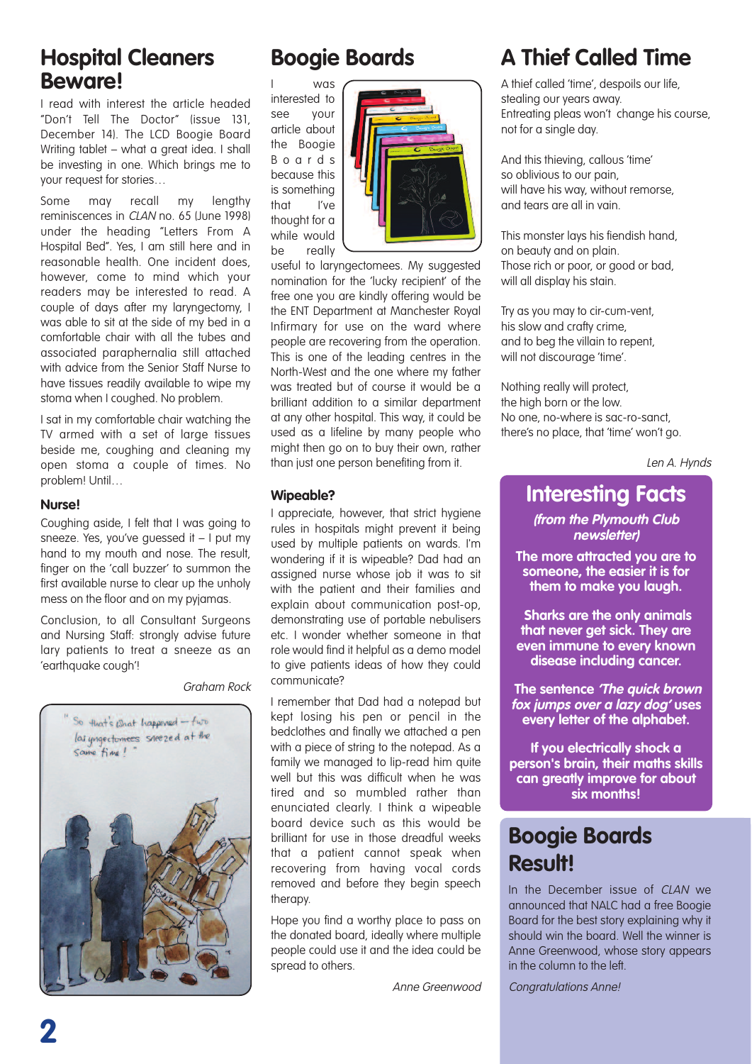# Hospital Cleaners Beware!

I read with interest the article headed "Don't Tell The Doctor" (issue 131, December 14). The LCD Boogie Board Writing tablet – what a great idea. I shall be investing in one. Which brings me to your request for stories…

Some may recall my lengthy reminiscences in *CLAN* no. 65 (June 1998) under the heading "Letters From A Hospital Bed". Yes, I am still here and in reasonable health. One incident does, however, come to mind which your readers may be interested to read. A couple of days after my laryngectomy, I was able to sit at the side of my bed in a comfortable chair with all the tubes and associated paraphernalia still attached with advice from the Senior Staff Nurse to have tissues readily available to wipe my stoma when I coughed. No problem.

I sat in my comfortable chair watching the TV armed with a set of large tissues beside me, coughing and cleaning my open stoma a couple of times. No problem! Until…

### Nurse!

Coughing aside, I felt that I was going to sneeze. Yes, you've guessed it – I put my hand to my mouth and nose. The result, finger on the 'call buzzer' to summon the first available nurse to clear up the unholy mess on the floor and on my pyjamas.

Conclusion, to all Consultant Surgeons and Nursing Staff: strongly advise future lary patients to treat a sneeze as an 'earthquake cough'!

*Graham Rock*

"So that's what happened – two laryngectomees sneezed at the same time!"

# Boogie Boards

I was interested to see your article about the Boogie Boards because this is something that I've thought for a while would be really useful to laryngectomees. My suggested nomination for the 'lucky recipient' of the free one you are kindly offering would be the ENT Department at Manchester Royal Infirmary for use on the ward where people are recovering from the operation. This is one of the leading centres in the North-West and the one where my father was treated but of course it would be a brilliant addition to a similar department at any other hospital. This way, it could be used as a lifeline by many people who might then go on to buy their own, rather than just one person benefiting from it.

### Wipeable?

I appreciate, however, that strict hygiene rules in hospitals might prevent it being used by multiple patients on wards. I'm wondering if it is wipeable? Dad had an assigned nurse whose job it was to sit with the patient and their families and explain about communication post-op, demonstrating use of portable nebulisers etc. I wonder whether someone in that role would find it helpful as a demo model to give patients ideas of how they could communicate?

I remember that Dad had a notepad but kept losing his pen or pencil in the bedclothes and finally we attached a pen with a piece of string to the notepad. As a family we managed to lip-read him quite well but this was difficult when he was tired and so mumbled rather than enunciated clearly. I think a wipeable board device such as this would be brilliant for use in those dreadful weeks that a patient cannot speak when recovering from having vocal cords removed and before they begin speech therapy.

Hope you find a worthy place to pass on the donated board, ideally where multiple people could use it and the idea could be spread to others.

*Anne Greenwood*

# A Thief Called Time

A thief called 'time', despoils our life,  
stealing our years away.  
Entreating pleas won't change his course,  
not for a single day.

And this thieving, callous 'time'  
so oblivious to our pain,  
will have his way, without remorse,  
and tears are all in vain.

This monster lays his fiendish hand,  
on beauty and on plain.  
Those rich or poor, or good or bad,  
will all display his stain.

Try as you may to cir-cum-vent,  
his slow and crafty crime,  
and to beg the villain to repent,  
will not discourage 'time'.

Nothing really will protect,  
the high born or the low.  
No one, no-where is sac-ro-sanct,  
there's no place, that 'time' won't go.

*Len A. Hynds*

## Interesting Facts

***(from the Plymouth Club newsletter)***

**The more attracted you are to someone, the easier it is for them to make you laugh.**

**Sharks are the only animals that never get sick. They are even immune to every known disease including cancer.**

**The sentence *'The quick brown fox jumps over a lazy dog'* uses every letter of the alphabet.**

**If you electrically shock a person's brain, their maths skills can greatly improve for about six months!**

# Boogie Boards Result!

In the December issue of *CLAN* we announced that NALC had a free Boogie Board for the best story explaining why it should win the board. Well the winner is Anne Greenwood, whose story appears in the column to the left.

*Congratulations Anne!*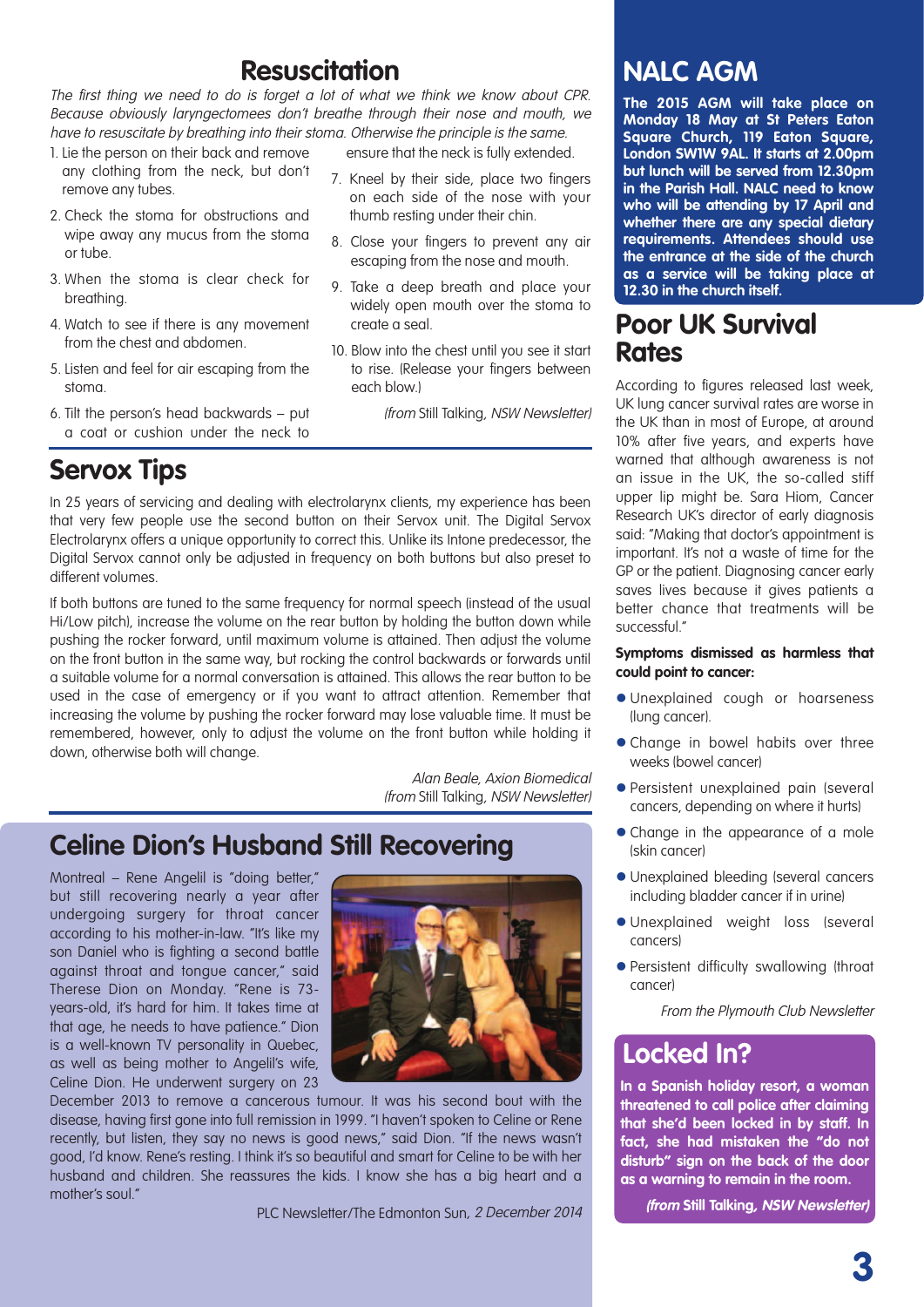## Resuscitation

*The first thing we need to do is forget a lot of what we think we know about CPR. Because obviously laryngectomees don't breathe through their nose and mouth, we have to resuscitate by breathing into their stoma. Otherwise the principle is the same.*

1. Lie the person on their back and remove any clothing from the neck, but don't remove any tubes.
2. Check the stoma for obstructions and wipe away any mucus from the stoma or tube.
3. When the stoma is clear check for breathing.
4. Watch to see if there is any movement from the chest and abdomen.
5. Listen and feel for air escaping from the stoma.
6. Tilt the person's head backwards – put a coat or cushion under the neck to ensure that the neck is fully extended.
7. Kneel by their side, place two fingers on each side of the nose with your thumb resting under their chin.
8. Close your fingers to prevent any air escaping from the nose and mouth.
9. Take a deep breath and place your widely open mouth over the stoma to create a seal.
10. Blow into the chest until you see it start to rise. (Release your fingers between each blow.)

*(from* Still Talking*, NSW Newsletter)*

## Servox Tips

In 25 years of servicing and dealing with electrolarynx clients, my experience has been that very few people use the second button on their Servox unit. The Digital Servox Electrolarynx offers a unique opportunity to correct this. Unlike its Intone predecessor, the Digital Servox cannot only be adjusted in frequency on both buttons but also preset to different volumes.

If both buttons are tuned to the same frequency for normal speech (instead of the usual Hi/Low pitch), increase the volume on the rear button by holding the button down while pushing the rocker forward, until maximum volume is attained. Then adjust the volume on the front button in the same way, but rocking the control backwards or forwards until a suitable volume for a normal conversation is attained. This allows the rear button to be used in the case of emergency or if you want to attract attention. Remember that increasing the volume by pushing the rocker forward may lose valuable time. It must be remembered, however, only to adjust the volume on the front button while holding it down, otherwise both will change.

*Alan Beale, Axion Biomedical*
*(from* Still Talking*, NSW Newsletter)*

## Celine Dion's Husband Still Recovering

Montreal – Rene Angelil is "doing better," but still recovering nearly a year after undergoing surgery for throat cancer according to his mother-in-law. "It's like my son Daniel who is fighting a second battle against throat and tongue cancer," said Therese Dion on Monday. "Rene is 73-years-old, it's hard for him. It takes time at that age, he needs to have patience." Dion is a well-known TV personality in Quebec, as well as being mother to Angelil's wife, Celine Dion. He underwent surgery on 23 December 2013 to remove a cancerous tumour. It was his second bout with the disease, having first gone into full remission in 1999. "I haven't spoken to Celine or Rene recently, but listen, they say no news is good news," said Dion. "If the news wasn't good, I'd know. Rene's resting. I think it's so beautiful and smart for Celine to be with her husband and children. She reassures the kids. I know she has a big heart and a mother's soul."

PLC Newsletter/The Edmonton Sun, *2 December 2014*

## NALC AGM

**The 2015 AGM will take place on Monday 18 May at St Peters Eaton Square Church, 119 Eaton Square, London SW1W 9AL. It starts at 2.00pm but lunch will be served from 12.30pm in the Parish Hall. NALC need to know who will be attending by 17 April and whether there are any special dietary requirements. Attendees should use the entrance at the side of the church as a service will be taking place at 12.30 in the church itself.**

## Poor UK Survival Rates

According to figures released last week, UK lung cancer survival rates are worse in the UK than in most of Europe, at around 10% after five years, and experts have warned that although awareness is not an issue in the UK, the so-called stiff upper lip might be. Sara Hiom, Cancer Research UK's director of early diagnosis said: "Making that doctor's appointment is important. It's not a waste of time for the GP or the patient. Diagnosing cancer early saves lives because it gives patients a better chance that treatments will be successful."

**Symptoms dismissed as harmless that could point to cancer:**

- Unexplained cough or hoarseness (lung cancer).
- Change in bowel habits over three weeks (bowel cancer)
- Persistent unexplained pain (several cancers, depending on where it hurts)
- Change in the appearance of a mole (skin cancer)
- Unexplained bleeding (several cancers including bladder cancer if in urine)
- Unexplained weight loss (several cancers)
- Persistent difficulty swallowing (throat cancer)

*From the Plymouth Club Newsletter*

## Locked In?

**In a Spanish holiday resort, a woman threatened to call police after claiming that she'd been locked in by staff. In fact, she had mistaken the "do not disturb" sign on the back of the door as a warning to remain in the room.**

***(from* Still Talking*, NSW Newsletter)***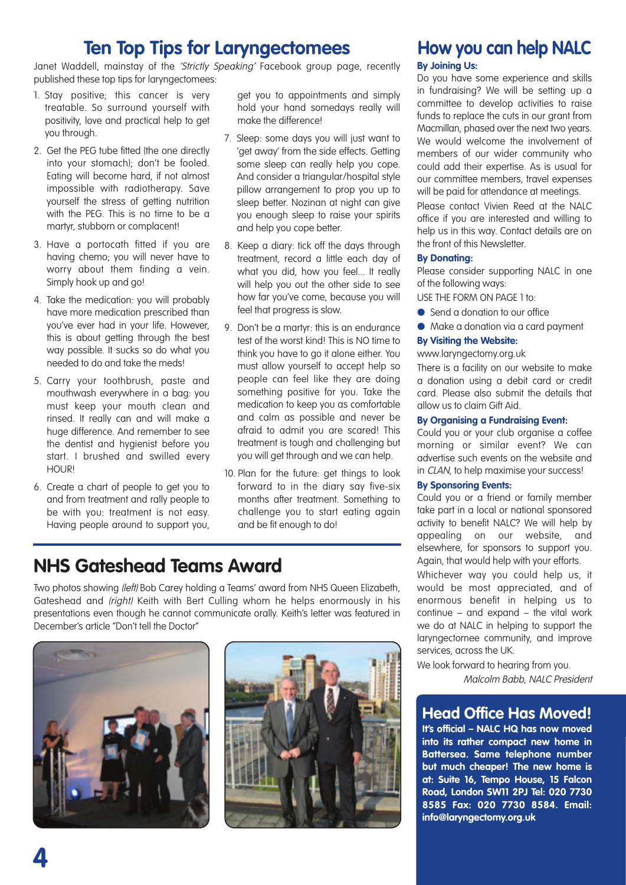## Ten Top Tips for Laryngectomees

Janet Waddell, mainstay of the *'Strictly Speaking'* Facebook group page, recently published these top tips for laryngectomees:

1. Stay positive; this cancer is very treatable. So surround yourself with positivity, love and practical help to get you through.
2. Get the PEG tube fitted (the one directly into your stomach); don't be fooled. Eating will become hard, if not almost impossible with radiotherapy. Save yourself the stress of getting nutrition with the PEG. This is no time to be a martyr, stubborn or complacent!
3. Have a portocath fitted if you are having chemo; you will never have to worry about them finding a vein. Simply hook up and go!
4. Take the medication: you will probably have more medication prescribed than you've ever had in your life. However, this is about getting through the best way possible. It sucks so do what you needed to do and take the meds!
5. Carry your toothbrush, paste and mouthwash everywhere in a bag: you must keep your mouth clean and rinsed. It really can and will make a huge difference. And remember to see the dentist and hygienist before you start. I brushed and swilled every HOUR!
6. Create a chart of people to get you to and from treatment and rally people to be with you: treatment is not easy. Having people around to support you, get you to appointments and simply hold your hand somedays really will make the difference!
7. Sleep: some days you will just want to 'get away' from the side effects. Getting some sleep can really help you cope. And consider a triangular/hospital style pillow arrangement to prop you up to sleep better. Nozinan at night can give you enough sleep to raise your spirits and help you cope better.
8. Keep a diary: tick off the days through treatment, record a little each day of what you did, how you feel... It really will help you out the other side to see how far you've come, because you will feel that progress is slow.
9. Don't be a martyr: this is an endurance test of the worst kind! This is NO time to think you have to go it alone either. You must allow yourself to accept help so people can feel like they are doing something positive for you. Take the medication to keep you as comfortable and calm as possible and never be afraid to admit you are scared! This treatment is tough and challenging but you will get through and we can help.
10. Plan for the future: get things to look forward to in the diary say five-six months after treatment. Something to challenge you to start eating again and be fit enough to do!

## NHS Gateshead Teams Award

Two photos showing *(left)* Bob Carey holding a Teams' award from NHS Queen Elizabeth, Gateshead and *(right)* Keith with Bert Culling whom he helps enormously in his presentations even though he cannot communicate orally. Keith's letter was featured in December's article "Don't tell the Doctor"

## How you can help NALC

**By Joining Us:**

Do you have some experience and skills in fundraising? We will be setting up a committee to develop activities to raise funds to replace the cuts in our grant from Macmillan, phased over the next two years. We would welcome the involvement of members of our wider community who could add their expertise. As is usual for our committee members, travel expenses will be paid for attendance at meetings.

Please contact Vivien Reed at the NALC office if you are interested and willing to help us in this way. Contact details are on the front of this Newsletter.

**By Donating:**

Please consider supporting NALC in one of the following ways:

USE THE FORM ON PAGE 1 to:

- Send a donation to our office
- Make a donation via a card payment

**By Visiting the Website:**

www.laryngectomy.org.uk

There is a facility on our website to make a donation using a debit card or credit card. Please also submit the details that allow us to claim Gift Aid.

**By Organising a Fundraising Event:**

Could you or your club organise a coffee morning or similar event? We can advertise such events on the website and in *CLAN*, to help maximise your success!

**By Sponsoring Events:**

Could you or a friend or family member take part in a local or national sponsored activity to benefit NALC? We will help by appealing on our website, and elsewhere, for sponsors to support you. Again, that would help with your efforts.

Whichever way you could help us, it would be most appreciated, and of enormous benefit in helping us to continue – and expand – the vital work we do at NALC in helping to support the laryngectomee community, and improve services, across the UK.

We look forward to hearing from you.

*Malcolm Babb, NALC President*

## Head Office Has Moved!

**It's official – NALC HQ has now moved into its rather compact new home in Battersea. Same telephone number but much cheaper! The new home is at: Suite 16, Tempo House, 15 Falcon Road, London SW11 2PJ Tel: 020 7730 8585 Fax: 020 7730 8584. Email: info@laryngectomy.org.uk**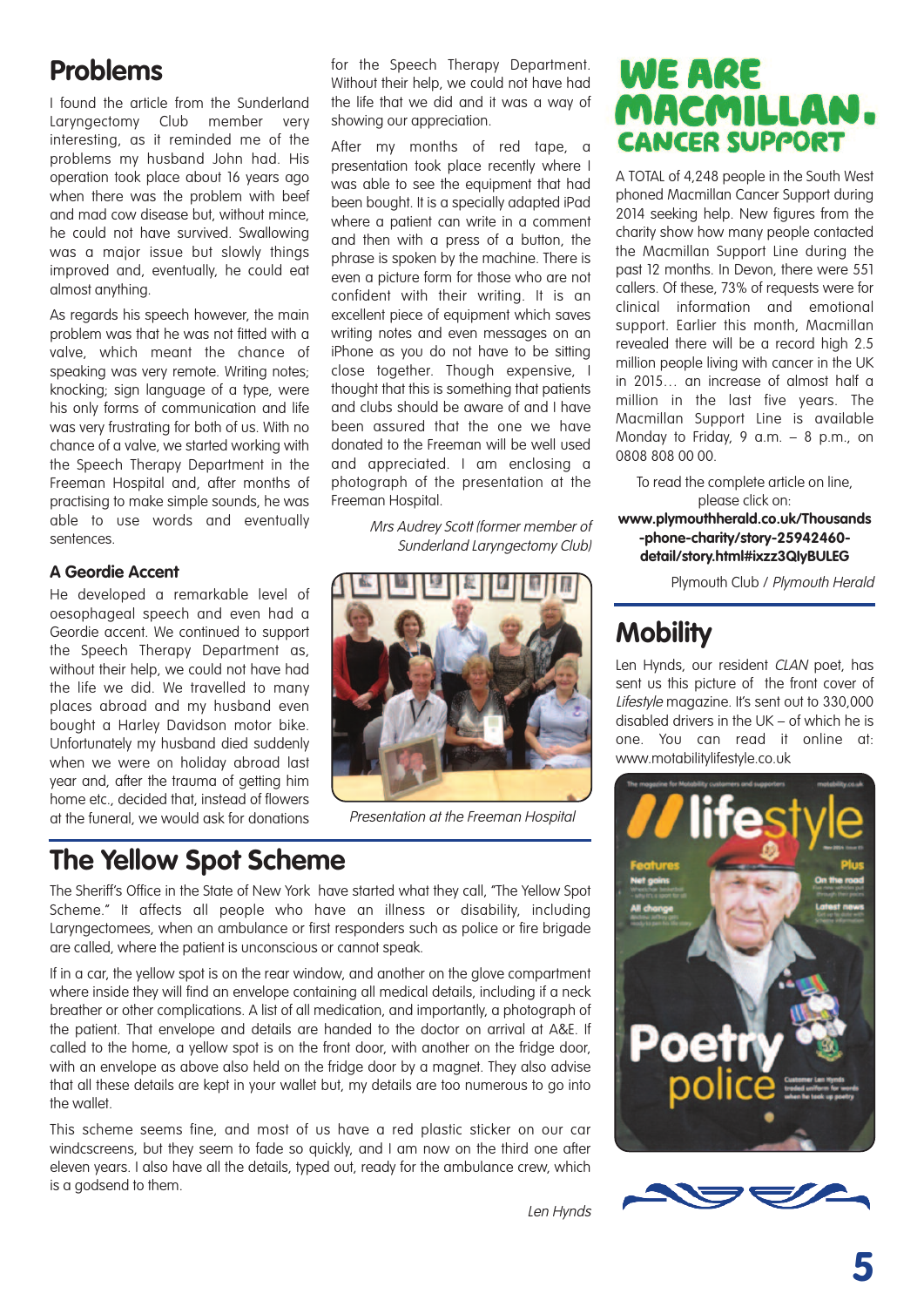## Problems

I found the article from the Sunderland Laryngectomy Club member very interesting, as it reminded me of the problems my husband John had. His operation took place about 16 years ago when there was the problem with beef and mad cow disease but, without mince, he could not have survived. Swallowing was a major issue but slowly things improved and, eventually, he could eat almost anything.

As regards his speech however, the main problem was that he was not fitted with a valve, which meant the chance of speaking was very remote. Writing notes; knocking; sign language of a type, were his only forms of communication and life was very frustrating for both of us. With no chance of a valve, we started working with the Speech Therapy Department in the Freeman Hospital and, after months of practising to make simple sounds, he was able to use words and eventually sentences.

### A Geordie Accent

He developed a remarkable level of oesophageal speech and even had a Geordie accent. We continued to support the Speech Therapy Department as, without their help, we could not have had the life we did. We travelled to many places abroad and my husband even bought a Harley Davidson motor bike. Unfortunately my husband died suddenly when we were on holiday abroad last year and, after the trauma of getting him home etc., decided that, instead of flowers at the funeral, we would ask for donations for the Speech Therapy Department. Without their help, we could not have had the life that we did and it was a way of showing our appreciation.

After my months of red tape, a presentation took place recently where I was able to see the equipment that had been bought. It is a specially adapted iPad where a patient can write in a comment and then with a press of a button, the phrase is spoken by the machine. There is even a picture form for those who are not confident with their writing. It is an excellent piece of equipment which saves writing notes and even messages on an iPhone as you do not have to be sitting close together. Though expensive, I thought that this is something that patients and clubs should be aware of and I have been assured that the one we have donated to the Freeman will be well used and appreciated. I am enclosing a photograph of the presentation at the Freeman Hospital.

*Mrs Audrey Scott (former member of Sunderland Laryngectomy Club)*

*Presentation at the Freeman Hospital*

## The Yellow Spot Scheme

The Sheriff's Office in the State of New York have started what they call, "The Yellow Spot Scheme." It affects all people who have an illness or disability, including Laryngectomees, when an ambulance or first responders such as police or fire brigade are called, where the patient is unconscious or cannot speak.

If in a car, the yellow spot is on the rear window, and another on the glove compartment where inside they will find an envelope containing all medical details, including if a neck breather or other complications. A list of all medication, and importantly, a photograph of the patient. That envelope and details are handed to the doctor on arrival at A&E. If called to the home, a yellow spot is on the front door, with another on the fridge door, with an envelope as above also held on the fridge door by a magnet. They also advise that all these details are kept in your wallet but, my details are too numerous to go into the wallet.

This scheme seems fine, and most of us have a red plastic sticker on our car windscreens, but they seem to fade so quickly, and I am now on the third one after eleven years. I also have all the details, typed out, ready for the ambulance crew, which is a godsend to them.

*Len Hynds*

## WE ARE MACMILLAN. CANCER SUPPORT

A TOTAL of 4,248 people in the South West phoned Macmillan Cancer Support during 2014 seeking help. New figures from the charity show how many people contacted the Macmillan Support Line during the past 12 months. In Devon, there were 551 callers. Of these, 73% of requests were for clinical information and emotional support. Earlier this month, Macmillan revealed there will be a record high 2.5 million people living with cancer in the UK in 2015… an increase of almost half a million in the last five years. The Macmillan Support Line is available Monday to Friday, 9 a.m. – 8 p.m., on 0808 808 00 00.

To read the complete article on line, please click on:
**www.plymouthherald.co.uk/Thousands-phone-charity/story-25942460-detail/story.html#ixzz3QIyBULEG**

Plymouth Club / *Plymouth Herald*

## Mobility

Len Hynds, our resident *CLAN* poet, has sent us this picture of the front cover of *Lifestyle* magazine. It's sent out to 330,000 disabled drivers in the UK – of which he is one. You can read it online at: www.motabilitylifestyle.co.uk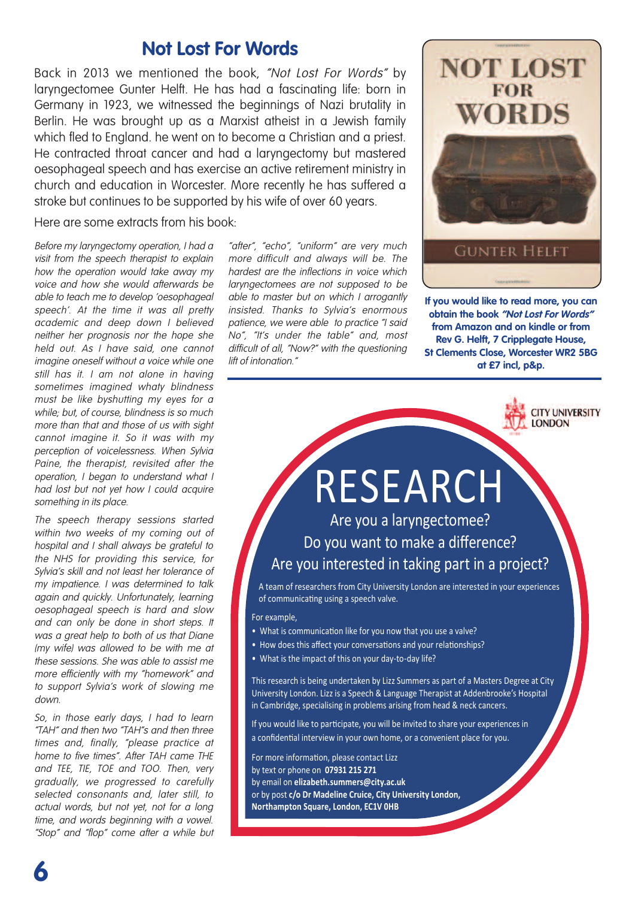# Not Lost For Words

Back in 2013 we mentioned the book, *"Not Lost For Words"* by laryngectomee Gunter Helft. He has had a fascinating life: born in Germany in 1923, we witnessed the beginnings of Nazi brutality in Berlin. He was brought up as a Marxist atheist in a Jewish family which fled to England. he went on to become a Christian and a priest. He contracted throat cancer and had a laryngectomy but mastered oesophageal speech and has exercise an active retirement ministry in church and education in Worcester. More recently he has suffered a stroke but continues to be supported by his wife of over 60 years.

Here are some extracts from his book:

*Before my laryngectomy operation, I had a visit from the speech therapist to explain how the operation would take away my voice and how she would afterwards be able to teach me to develop 'oesophageal speech'. At the time it was all pretty academic and deep down I believed neither her prognosis nor the hope she held out. As I have said, one cannot imagine oneself without a voice while one still has it. I am not alone in having sometimes imagined whaty blindness must be like byshutting my eyes for a while; but, of course, blindness is so much more than that and those of us with sight cannot imagine it. So it was with my perception of voicelessness. When Sylvia Paine, the therapist, revisited after the operation, I began to understand what I had lost but not yet how I could acquire something in its place.*

*The speech therapy sessions started within two weeks of my coming out of hospital and I shall always be grateful to the NHS for providing this service, for Sylvia's skill and not least her tolerance of my impatience. I was determined to talk again and quickly. Unfortunately, learning oesophageal speech is hard and slow and can only be done in short steps. It was a great help to both of us that Diane (my wife) was allowed to be with me at these sessions. She was able to assist me more efficiently with my "homework" and to support Sylvia's work of slowing me down.*

*So, in those early days, I had to learn "TAH" and then two "TAH"s and then three times and, finally, "please practice at home to five times". After TAH came THE and TEE, TIE, TOE and TOO. Then, very gradually, we progressed to carefully selected consonants and, later still, to actual words, but not yet, not for a long time, and words beginning with a vowel. "Stop" and "flop" come after a while but "after", "echo", "uniform" are very much more difficult and always will be. The hardest are the inflections in voice which laryngectomees are not supposed to be able to master but on which I arrogantly insisted. Thanks to Sylvia's enormous patience, we were able to practice "I said No", "It's under the table" and, most difficult of all, "Now?" with the questioning lift of intonation."*

**If you would like to read more, you can obtain the book *"Not Lost For Words"* from Amazon and on kindle or from Rev G. Helft, 7 Cripplegate House, St Clements Close, Worcester WR2 5BG at £7 incl, p&p.**

---

CITY UNIVERSITY LONDON

# RESEARCH

## Are you a laryngectomee? Do you want to make a difference? Are you interested in taking part in a project?

A team of researchers from City University London are interested in your experiences of communicating using a speech valve.

For example,

- What is communication like for you now that you use a valve?
- How does this affect your conversations and your relationships?
- What is the impact of this on your day-to-day life?

This research is being undertaken by Lizz Summers as part of a Masters Degree at City University London. Lizz is a Speech & Language Therapist at Addenbrooke's Hospital in Cambridge, specialising in problems arising from head & neck cancers.

If you would like to participate, you will be invited to share your experiences in a confidential interview in your own home, or a convenient place for you.

For more information, please contact Lizz
by text or phone on **07931 215 271**
by email on **elizabeth.summers@city.ac.uk**
or by post **c/o Dr Madeline Cruice, City University London, Northampton Square, London, EC1V 0HB**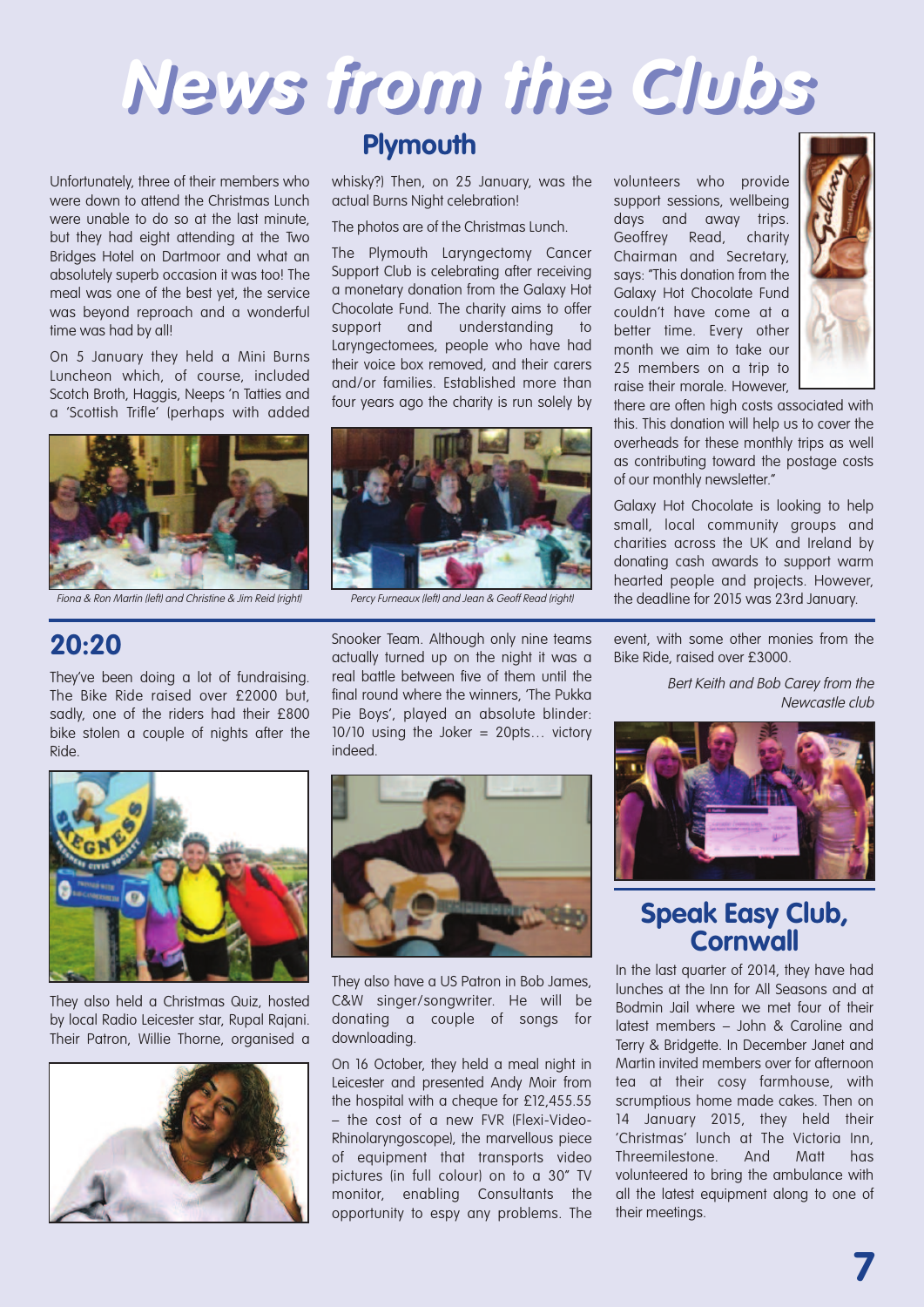# News from the Clubs

## Plymouth

Unfortunately, three of their members who were down to attend the Christmas Lunch were unable to do so at the last minute, but they had eight attending at the Two Bridges Hotel on Dartmoor and what an absolutely superb occasion it was too! The meal was one of the best yet, the service was beyond reproach and a wonderful time was had by all!

On 5 January they held a Mini Burns Luncheon which, of course, included Scotch Broth, Haggis, Neeps 'n Tatties and a 'Scottish Trifle' (perhaps with added whisky?) Then, on 25 January, was the actual Burns Night celebration!

The photos are of the Christmas Lunch.

*Fiona & Ron Martin (left) and Christine & Jim Reid (right)*

*Percy Furneaux (left) and Jean & Geoff Read (right)*

The Plymouth Laryngectomy Cancer Support Club is celebrating after receiving a monetary donation from the Galaxy Hot Chocolate Fund. The charity aims to offer support and understanding to Laryngectomees, people who have had their voice box removed, and their carers and/or families. Established more than four years ago the charity is run solely by volunteers who provide support sessions, wellbeing days and away trips. Geoffrey Read, charity Chairman and Secretary, says: "This donation from the Galaxy Hot Chocolate Fund couldn't have come at a better time. Every other month we aim to take our 25 members on a trip to raise their morale. However, there are often high costs associated with this. This donation will help us to cover the overheads for these monthly trips as well as contributing toward the postage costs of our monthly newsletter."

Galaxy Hot Chocolate is looking to help small, local community groups and charities across the UK and Ireland by donating cash awards to support warm hearted people and projects. However, the deadline for 2015 was 23rd January.

## 20:20

They've been doing a lot of fundraising. The Bike Ride raised over £2000 but, sadly, one of the riders had their £800 bike stolen a couple of nights after the Ride.

They also held a Christmas Quiz, hosted by local Radio Leicester star, Rupal Rajani. Their Patron, Willie Thorne, organised a Snooker Team. Although only nine teams actually turned up on the night it was a real battle between five of them until the final round where the winners, 'The Pukka Pie Boys', played an absolute blinder: 10/10 using the Joker = 20pts… victory indeed.

They also have a US Patron in Bob James, C&W singer/songwriter. He will be donating a couple of songs for downloading.

On 16 October, they held a meal night in Leicester and presented Andy Moir from the hospital with a cheque for £12,455.55 – the cost of a new FVR (Flexi-Video-Rhinolaryngoscope), the marvellous piece of equipment that transports video pictures (in full colour) on to a 30" TV monitor, enabling Consultants the opportunity to espy any problems. The event, with some other monies from the Bike Ride, raised over £3000.

*Bert Keith and Bob Carey from the Newcastle club*

## Speak Easy Club, Cornwall

In the last quarter of 2014, they have had lunches at the Inn for All Seasons and at Bodmin Jail where we met four of their latest members – John & Caroline and Terry & Bridgette. In December Janet and Martin invited members over for afternoon tea at their cosy farmhouse, with scrumptious home made cakes. Then on 14 January 2015, they held their 'Christmas' lunch at The Victoria Inn, Threemilestone. And Matt has volunteered to bring the ambulance with all the latest equipment along to one of their meetings.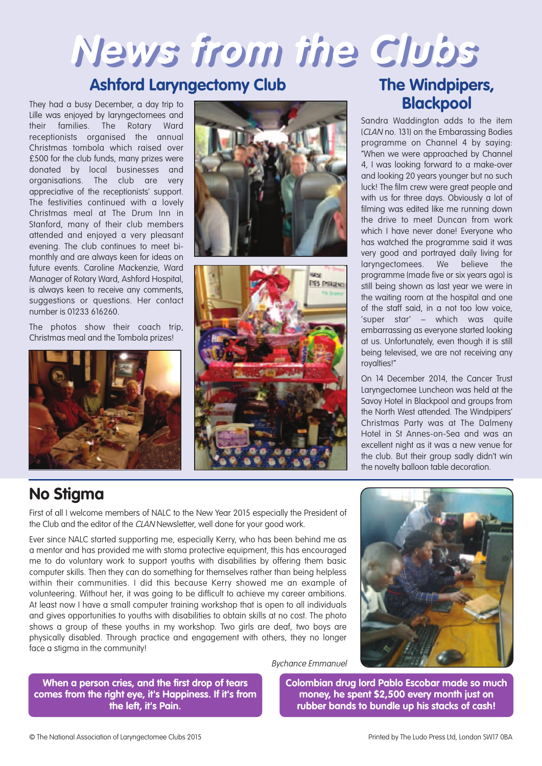# News from the Clubs

## Ashford Laryngectomy Club

They had a busy December, a day trip to Lille was enjoyed by laryngectomees and their families. The Rotary Ward receptionists organised the annual Christmas tombola which raised over £500 for the club funds, many prizes were donated by local businesses and organisations. The club are very appreciative of the receptionists' support. The festivities continued with a lovely Christmas meal at The Drum Inn in Stanford, many of their club members attended and enjoyed a very pleasant evening. The club continues to meet bi-monthly and are always keen for ideas on future events. Caroline Mackenzie, Ward Manager of Rotary Ward, Ashford Hospital, is always keen to receive any comments, suggestions or questions. Her contact number is 01233 616260.

The photos show their coach trip, Christmas meal and the Tombola prizes!

## The Windpipers, Blackpool

Sandra Waddington adds to the item (*CLAN* no. 131) on the Embarassing Bodies programme on Channel 4 by saying: "When we were approached by Channel 4, I was looking forward to a make-over and looking 20 years younger but no such luck! The film crew were great people and with us for three days. Obviously a lot of filming was edited like me running down the drive to meet Duncan from work which I have never done! Everyone who has watched the programme said it was very good and portrayed daily living for laryngectomees. We believe the programme (made five or six years ago) is still being shown as last year we were in the waiting room at the hospital and one of the staff said, in a not too low voice, 'super star' – which was quite embarrassing as everyone started looking at us. Unfortunately, even though it is still being televised, we are not receiving any royalties!"

On 14 December 2014, the Cancer Trust Laryngectomee Luncheon was held at the Savoy Hotel in Blackpool and groups from the North West attended. The Windpipers' Christmas Party was at The Dalmeny Hotel in St Annes-on-Sea and was an excellent night as it was a new venue for the club. But their group sadly didn't win the novelty balloon table decoration.

## No Stigma

First of all I welcome members of NALC to the New Year 2015 especially the President of the Club and the editor of the *CLAN* Newsletter, well done for your good work.

Ever since NALC started supporting me, especially Kerry, who has been behind me as a mentor and has provided me with stoma protective equipment, this has encouraged me to do voluntary work to support youths with disabilities by offering them basic computer skills. Then they can do something for themselves rather than being helpless within their communities. I did this because Kerry showed me an example of volunteering. Without her, it was going to be difficult to achieve my career ambitions. At least now I have a small computer training workshop that is open to all individuals and gives opportunities to youths with disabilities to obtain skills at no cost. The photo shows a group of these youths in my workshop. Two girls are deaf, two boys are physically disabled. Through practice and engagement with others, they no longer face a stigma in the community!

*Bychance Emmanuel*

**When a person cries, and the first drop of tears comes from the right eye, it's Happiness. If it's from the left, it's Pain.**

**Colombian drug lord Pablo Escobar made so much money, he spent $2,500 every month just on rubber bands to bundle up his stacks of cash!**

© The National Association of Laryngectomee Clubs 2015

Printed by The Ludo Press Ltd, London SW17 0BA